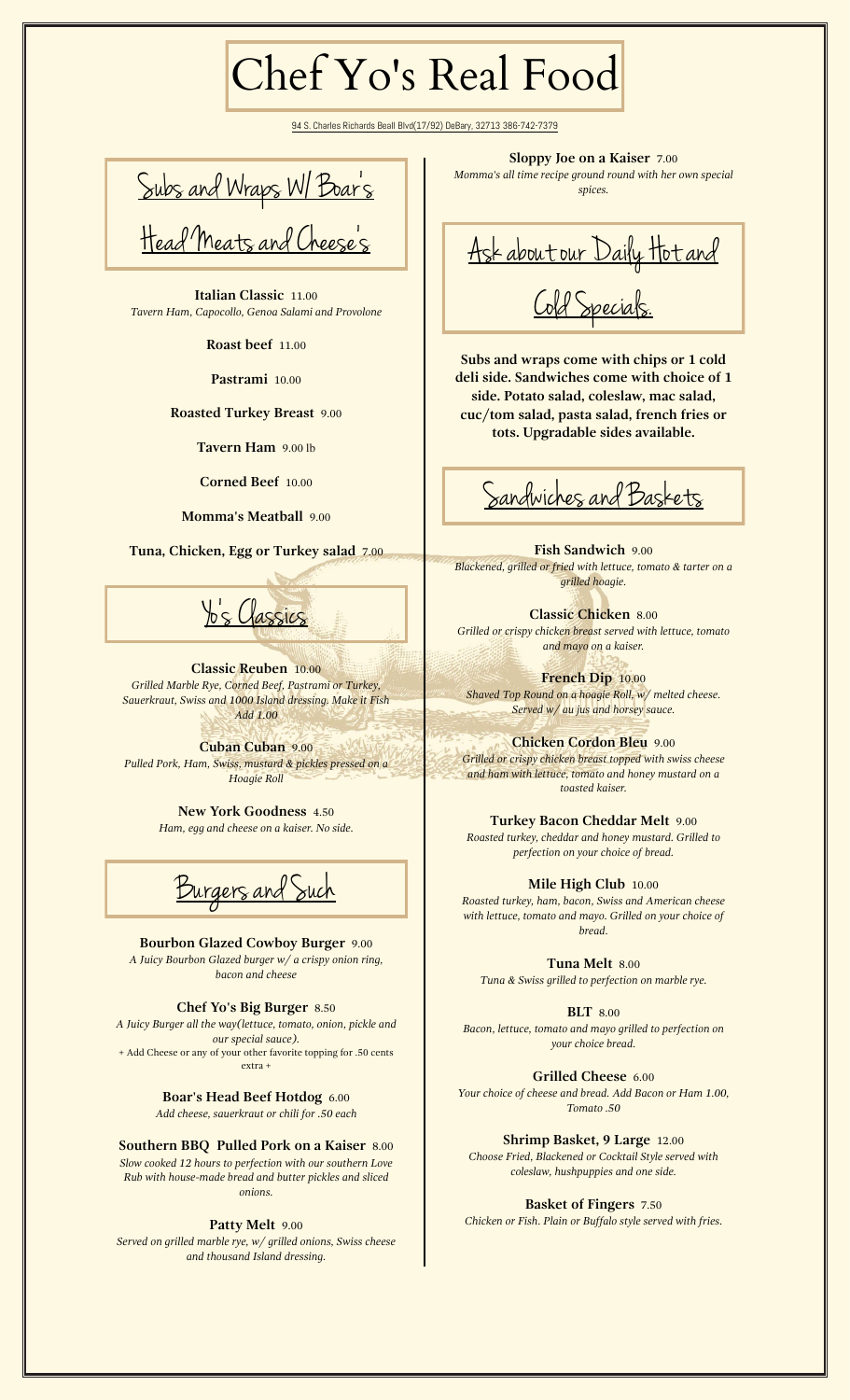# Chef Yo's Real Food

94 S. Charles Richards Beall Blvd(17/92) DeBary, 32713 386-742-7379

## Subs and Wraps W/ Boar's Head Meats and Cheese's

**Italian Classic** 11.00
*Tavern Ham, Capocollo, Genoa Salami and Provolone*

**Roast beef** 11.00

**Pastrami** 10.00

**Roasted Turkey Breast** 9.00

**Tavern Ham** 9.00 lb

**Corned Beef** 10.00

**Momma's Meatball** 9.00

**Tuna, Chicken, Egg or Turkey salad** 7.00

## Yo's Classics

**Classic Reuben** 10.00
*Grilled Marble Rye, Corned Beef, Pastrami or Turkey, Sauerkraut, Swiss and 1000 Island dressing. Make it Fish Add 1.00*

**Cuban Cuban** 9.00
*Pulled Pork, Ham, Swiss, mustard & pickles pressed on a Hoagie Roll*

**New York Goodness** 4.50
*Ham, egg and cheese on a kaiser. No side.*

## Burgers and Such

**Bourbon Glazed Cowboy Burger** 9.00
*A Juicy Bourbon Glazed burger w/ a crispy onion ring, bacon and cheese*

**Chef Yo's Big Burger** 8.50
*A Juicy Burger all the way(lettuce, tomato, onion, pickle and our special sauce).*
+ Add Cheese or any of your other favorite topping for .50 cents extra +

**Boar's Head Beef Hotdog** 6.00
*Add cheese, sauerkraut or chili for .50 each*

**Southern BBQ Pulled Pork on a Kaiser** 8.00
*Slow cooked 12 hours to perfection with our southern Love Rub with house-made bread and butter pickles and sliced onions.*

**Patty Melt** 9.00
*Served on grilled marble rye, w/ grilled onions, Swiss cheese and thousand Island dressing.*

**Sloppy Joe on a Kaiser** 7.00
*Momma's all time recipe ground round with her own special spices.*

## Ask about our Daily Hot and Cold Specials.

**Subs and wraps come with chips or 1 cold deli side. Sandwiches come with choice of 1 side. Potato salad, coleslaw, mac salad, cuc/tom salad, pasta salad, french fries or tots. Upgradable sides available.**

## Sandwiches and Baskets

**Fish Sandwich** 9.00
*Blackened, grilled or fried with lettuce, tomato & tarter on a grilled hoagie.*

**Classic Chicken** 8.00
*Grilled or crispy chicken breast served with lettuce, tomato and mayo on a kaiser.*

**French Dip** 10.00
*Shaved Top Round on a hoagie Roll, w/ melted cheese. Served w/ au jus and horsey sauce.*

**Chicken Cordon Bleu** 9.00
*Grilled or crispy chicken breast topped with swiss cheese and ham with lettuce, tomato and honey mustard on a toasted kaiser.*

**Turkey Bacon Cheddar Melt** 9.00
*Roasted turkey, cheddar and honey mustard. Grilled to perfection on your choice of bread.*

**Mile High Club** 10.00
*Roasted turkey, ham, bacon, Swiss and American cheese with lettuce, tomato and mayo. Grilled on your choice of bread.*

**Tuna Melt** 8.00
*Tuna & Swiss grilled to perfection on marble rye.*

**BLT** 8.00
*Bacon, lettuce, tomato and mayo grilled to perfection on your choice bread.*

**Grilled Cheese** 6.00
*Your choice of cheese and bread. Add Bacon or Ham 1.00, Tomato .50*

**Shrimp Basket, 9 Large** 12.00
*Choose Fried, Blackened or Cocktail Style served with coleslaw, hushpuppies and one side.*

**Basket of Fingers** 7.50
*Chicken or Fish. Plain or Buffalo style served with fries.*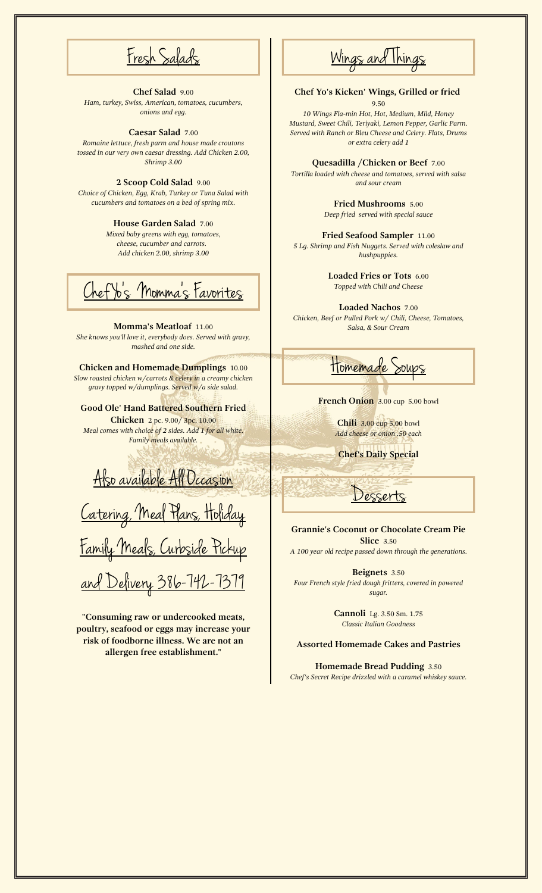## Fresh Salads

**Chef Salad** 9.00
*Ham, turkey, Swiss, American, tomatoes, cucumbers, onions and egg.*

**Caesar Salad** 7.00
*Romaine lettuce, fresh parm and house made croutons tossed in our very own caesar dressing. Add Chicken 2.00, Shrimp 3.00*

**2 Scoop Cold Salad** 9.00
*Choice of Chicken, Egg, Krab, Turkey or Tuna Salad with cucumbers and tomatoes on a bed of spring mix.*

**House Garden Salad** 7.00
*Mixed baby greens with egg, tomatoes, cheese, cucumber and carrots. Add chicken 2.00, shrimp 3.00*

## Chef Yo's Momma's Favorites

**Momma's Meatloaf** 11.00
*She knows you'll love it, everybody does. Served with gravy, mashed and one side.*

**Chicken and Homemade Dumplings** 10.00
*Slow roasted chicken w/carrots & celery in a creamy chicken gravy topped w/dumplings. Served w/a side salad.*

**Good Ole' Hand Battered Southern Fried Chicken** 2 pc. 9.00/ 3pc. 10.00
*Meal comes with choice of 2 sides. Add 1 for all white. Family meals available.*

## Also available All Occasion Catering, Meal Plans, Holiday Family Meals, Curbside Pickup and Delivery 386-742-7379

**"Consuming raw or undercooked meats, poultry, seafood or eggs may increase your risk of foodborne illness. We are not an allergen free establishment."**

## Wings and Things

**Chef Yo's Kicken' Wings, Grilled or fried** 9.50
*10 Wings Fla-min Hot, Hot, Medium, Mild, Honey Mustard, Sweet Chili, Teriyaki, Lemon Pepper, Garlic Parm. Served with Ranch or Bleu Cheese and Celery. Flats, Drums or extra celery add 1*

**Quesadilla /Chicken or Beef** 7.00
*Tortilla loaded with cheese and tomatoes, served with salsa and sour cream*

**Fried Mushrooms** 5.00
*Deep fried served with special sauce*

**Fried Seafood Sampler** 11.00
*5 Lg. Shrimp and Fish Nuggets. Served with coleslaw and hushpuppies.*

**Loaded Fries or Tots** 6.00
*Topped with Chili and Cheese*

**Loaded Nachos** 7.00
*Chicken, Beef or Pulled Pork w/ Chili, Cheese, Tomatoes, Salsa, & Sour Cream*

## Homemade Soups

**French Onion** 3.00 cup 5.00 bowl

**Chili** 3.00 cup 5.00 bowl
*Add cheese or onion .50 each*

**Chef's Daily Special**

## Desserts

**Grannie's Coconut or Chocolate Cream Pie Slice** 3.50
*A 100 year old recipe passed down through the generations.*

**Beignets** 3.50
*Four French style fried dough fritters, covered in powered sugar.*

**Cannoli** Lg. 3.50 Sm. 1.75
*Classic Italian Goodness*

**Assorted Homemade Cakes and Pastries**

**Homemade Bread Pudding** 3.50
*Chef's Secret Recipe drizzled with a caramel whiskey sauce.*